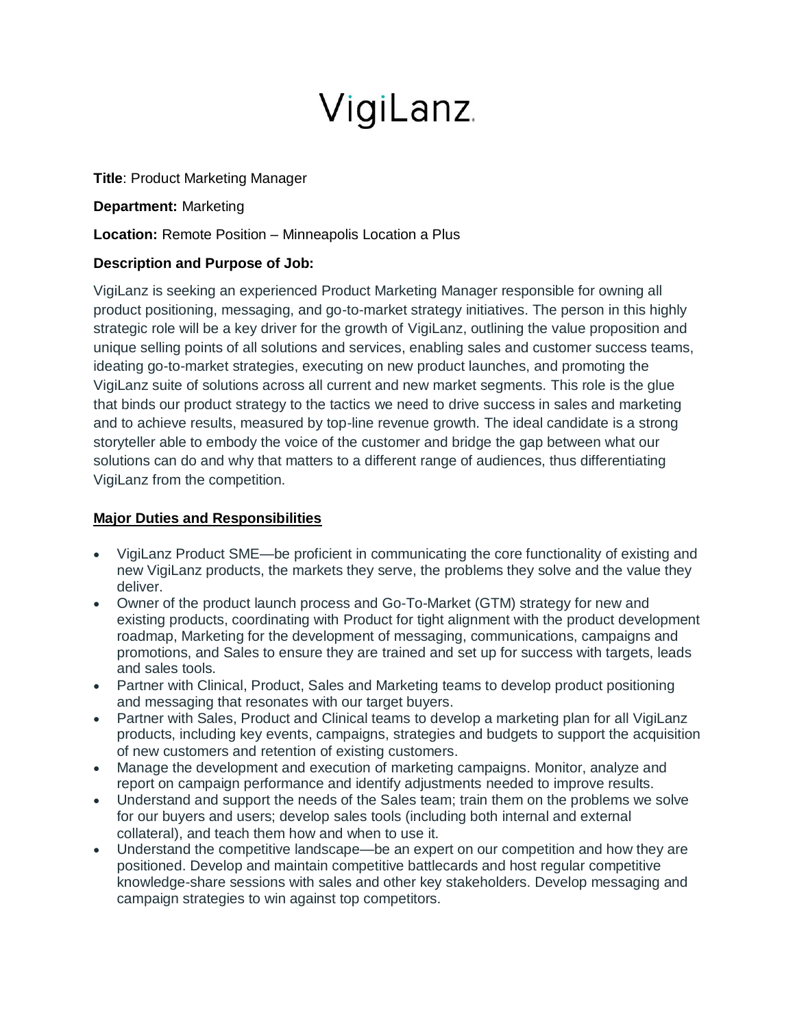# VigiLanz

**Title**: Product Marketing Manager

**Department:** Marketing

**Location:** Remote Position – Minneapolis Location a Plus

**Description and Purpose of Job:**

VigiLanz is seeking an experienced Product Marketing Manager responsible for owning all product positioning, messaging, and go-to-market strategy initiatives. The person in this highly strategic role will be a key driver for the growth of VigiLanz, outlining the value proposition and unique selling points of all solutions and services, enabling sales and customer success teams, ideating go-to-market strategies, executing on new product launches, and promoting the VigiLanz suite of solutions across all current and new market segments. This role is the glue that binds our product strategy to the tactics we need to drive success in sales and marketing and to achieve results, measured by top-line revenue growth. The ideal candidate is a strong storyteller able to embody the voice of the customer and bridge the gap between what our solutions can do and why that matters to a different range of audiences, thus differentiating VigiLanz from the competition.

**Major Duties and Responsibilities**

- VigiLanz Product SME—be proficient in communicating the core functionality of existing and new VigiLanz products, the markets they serve, the problems they solve and the value they deliver.
- Owner of the product launch process and Go-To-Market (GTM) strategy for new and existing products, coordinating with Product for tight alignment with the product development roadmap, Marketing for the development of messaging, communications, campaigns and promotions, and Sales to ensure they are trained and set up for success with targets, leads and sales tools.
- Partner with Clinical, Product, Sales and Marketing teams to develop product positioning and messaging that resonates with our target buyers.
- Partner with Sales, Product and Clinical teams to develop a marketing plan for all VigiLanz products, including key events, campaigns, strategies and budgets to support the acquisition of new customers and retention of existing customers.
- Manage the development and execution of marketing campaigns. Monitor, analyze and report on campaign performance and identify adjustments needed to improve results.
- Understand and support the needs of the Sales team; train them on the problems we solve for our buyers and users; develop sales tools (including both internal and external collateral), and teach them how and when to use it.
- Understand the competitive landscape—be an expert on our competition and how they are positioned. Develop and maintain competitive battlecards and host regular competitive knowledge-share sessions with sales and other key stakeholders. Develop messaging and campaign strategies to win against top competitors.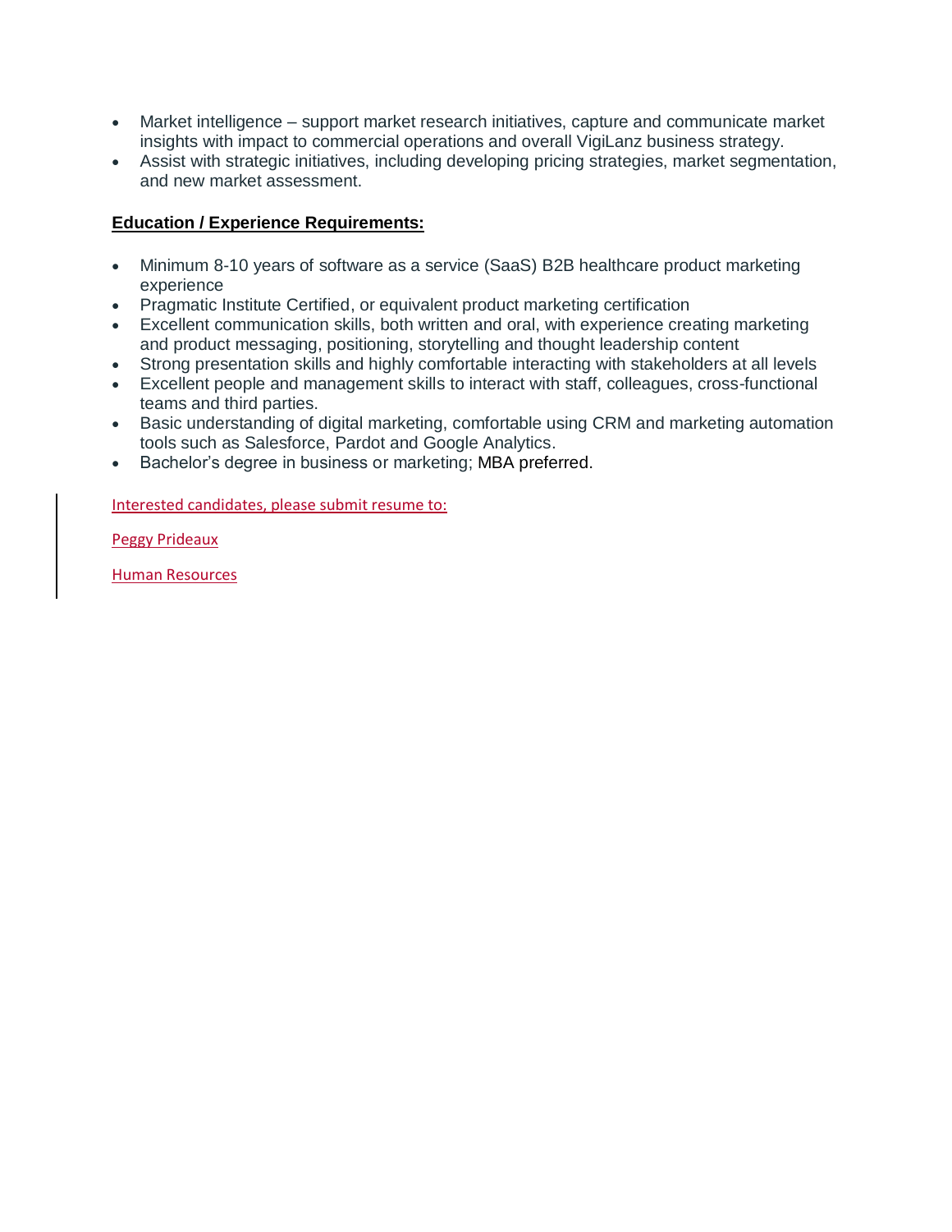- Market intelligence – support market research initiatives, capture and communicate market insights with impact to commercial operations and overall VigiLanz business strategy.
- Assist with strategic initiatives, including developing pricing strategies, market segmentation, and new market assessment.

**Education / Experience Requirements:**

- Minimum 8-10 years of software as a service (SaaS) B2B healthcare product marketing experience
- Pragmatic Institute Certified, or equivalent product marketing certification
- Excellent communication skills, both written and oral, with experience creating marketing and product messaging, positioning, storytelling and thought leadership content
- Strong presentation skills and highly comfortable interacting with stakeholders at all levels
- Excellent people and management skills to interact with staff, colleagues, cross-functional teams and third parties.
- Basic understanding of digital marketing, comfortable using CRM and marketing automation tools such as Salesforce, Pardot and Google Analytics.
- Bachelor's degree in business or marketing; MBA preferred.

Interested candidates, please submit resume to:

Peggy Prideaux

Human Resources